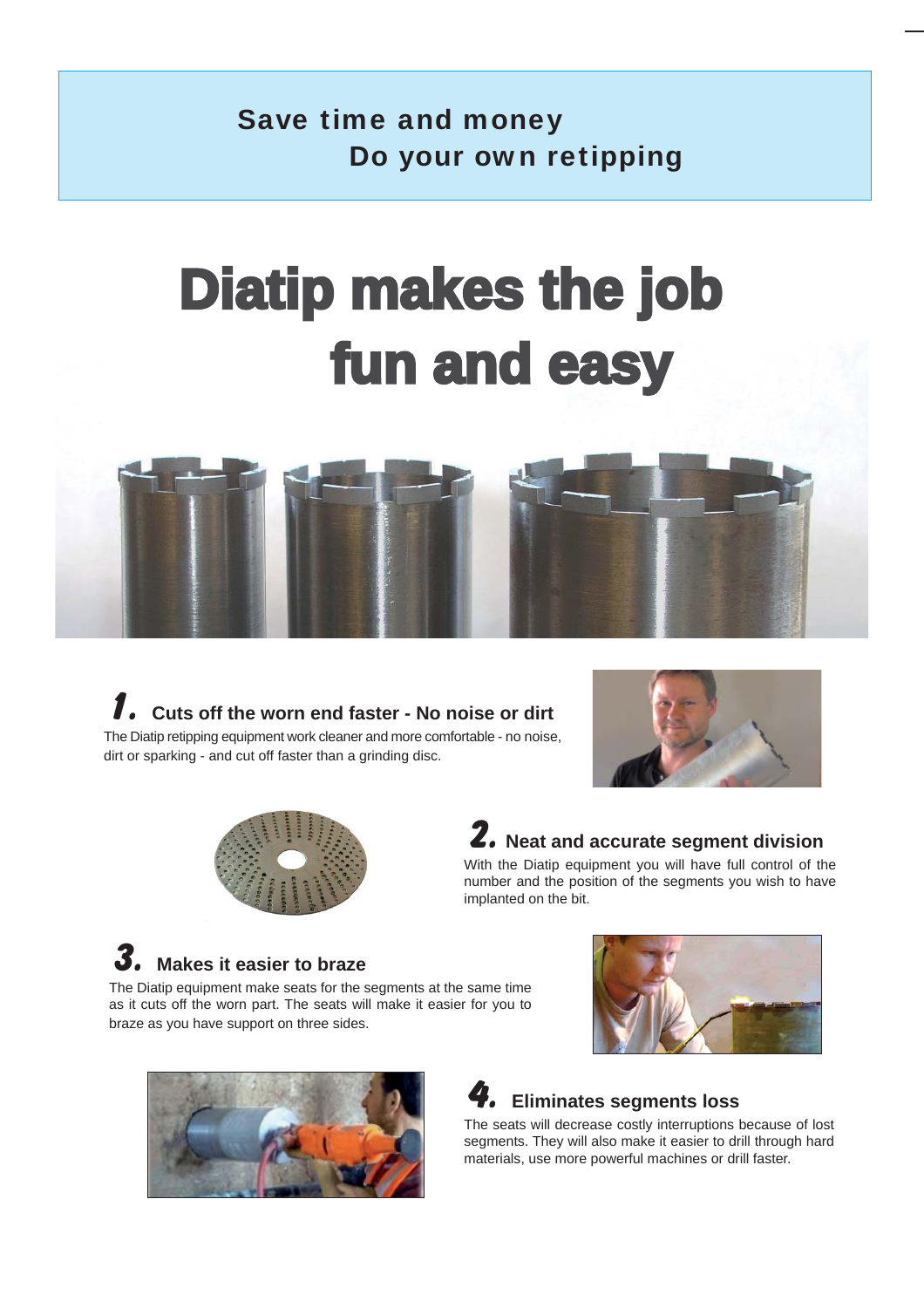**Save time and money**
**Do your own retipping**

# Diatip makes the job fun and easy

## 1. Cuts off the worn end faster - No noise or dirt

The Diatip retipping equipment work cleaner and more comfortable - no noise, dirt or sparking - and cut off faster than a grinding disc.

## 2. Neat and accurate segment division

With the Diatip equipment you will have full control of the number and the position of the segments you wish to have implanted on the bit.

## 3. Makes it easier to braze

The Diatip equipment make seats for the segments at the same time as it cuts off the worn part. The seats will make it easier for you to braze as you have support on three sides.

## 4. Eliminates segments loss

The seats will decrease costly interruptions because of lost segments. They will also make it easier to drill through hard materials, use more powerful machines or drill faster.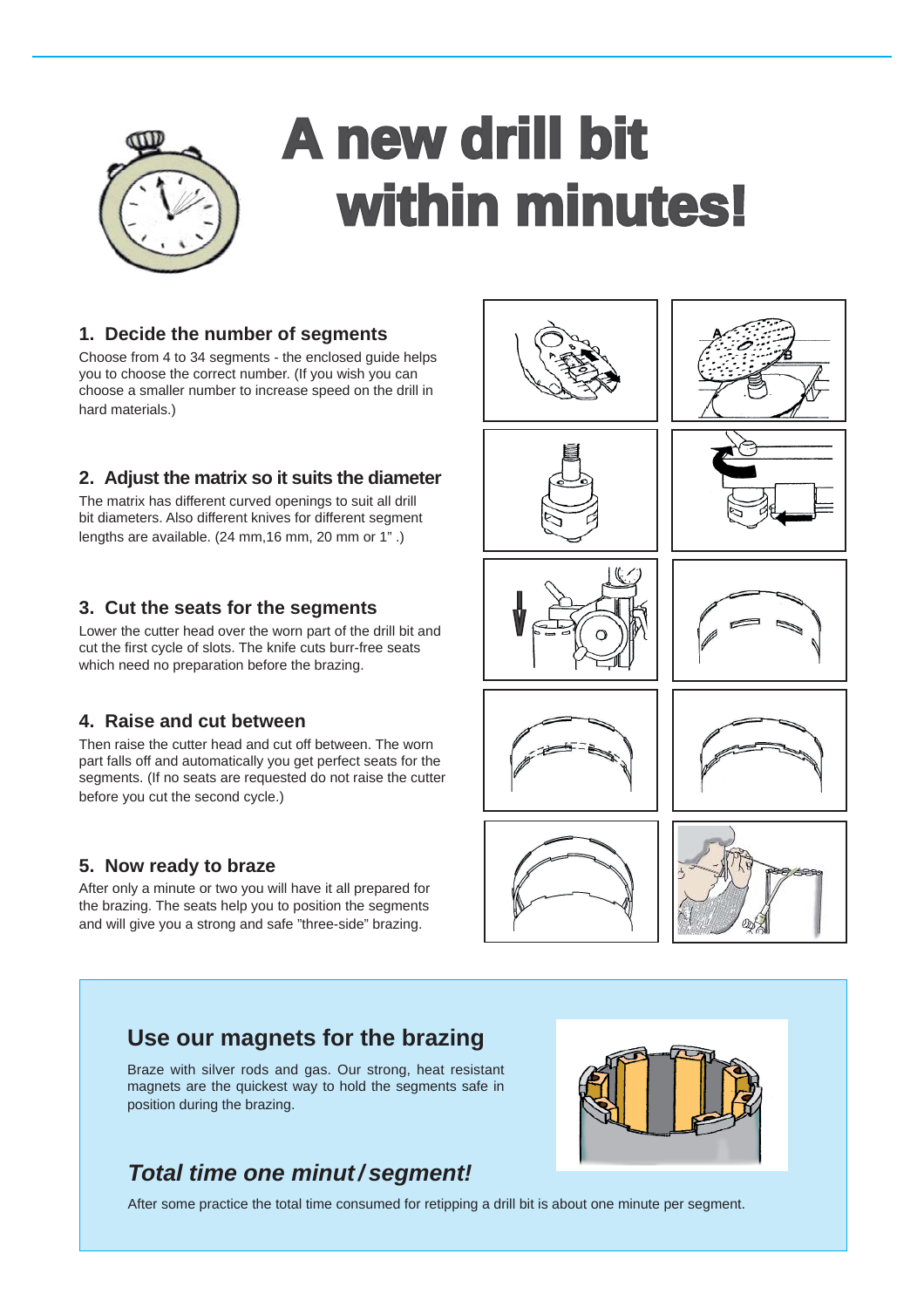# A new drill bit within minutes!

### 1. Decide the number of segments

Choose from 4 to 34 segments - the enclosed guide helps you to choose the correct number. (If you wish you can choose a smaller number to increase speed on the drill in hard materials.)

### 2. Adjust the matrix so it suits the diameter

The matrix has different curved openings to suit all drill bit diameters. Also different knives for different segment lengths are available. (24 mm,16 mm, 20 mm or 1" .)

### 3. Cut the seats for the segments

Lower the cutter head over the worn part of the drill bit and cut the first cycle of slots. The knife cuts burr-free seats which need no preparation before the brazing.

### 4. Raise and cut between

Then raise the cutter head and cut off between. The worn part falls off and automatically you get perfect seats for the segments. (If no seats are requested do not raise the cutter before you cut the second cycle.)

### 5. Now ready to braze

After only a minute or two you will have it all prepared for the brazing. The seats help you to position the segments and will give you a strong and safe "three-side" brazing.

## Use our magnets for the brazing

Braze with silver rods and gas. Our strong, heat resistant magnets are the quickest way to hold the segments safe in position during the brazing.

## *Total time one minut / segment!*

After some practice the total time consumed for retipping a drill bit is about one minute per segment.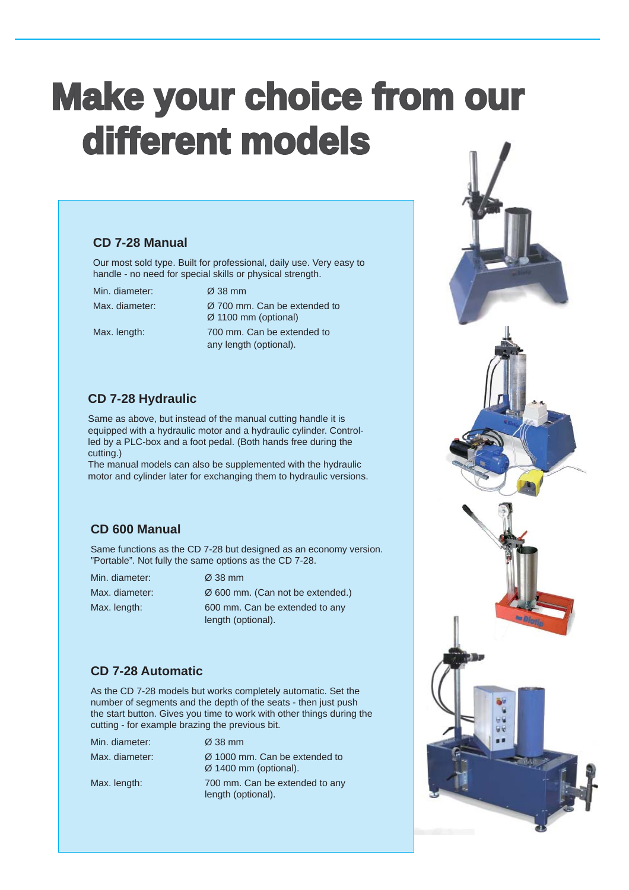# Make your choice from our different models

### CD 7-28 Manual

Our most sold type. Built for professional, daily use. Very easy to handle - no need for special skills or physical strength.

| | |
|---|---|
| Min. diameter: | Ø 38 mm |
| Max. diameter: | Ø 700 mm. Can be extended to Ø 1100 mm (optional) |
| Max. length: | 700 mm. Can be extended to any length (optional). |

### CD 7-28 Hydraulic

Same as above, but instead of the manual cutting handle it is equipped with a hydraulic motor and a hydraulic cylinder. Controlled by a PLC-box and a foot pedal. (Both hands free during the cutting.)
The manual models can also be supplemented with the hydraulic motor and cylinder later for exchanging them to hydraulic versions.

### CD 600 Manual

Same functions as the CD 7-28 but designed as an economy version. "Portable". Not fully the same options as the CD 7-28.

| | |
|---|---|
| Min. diameter: | Ø 38 mm |
| Max. diameter: | Ø 600 mm. (Can not be extended.) |
| Max. length: | 600 mm. Can be extended to any length (optional). |

### CD 7-28 Automatic

As the CD 7-28 models but works completely automatic. Set the number of segments and the depth of the seats - then just push the start button. Gives you time to work with other things during the cutting - for example brazing the previous bit.

| | |
|---|---|
| Min. diameter: | Ø 38 mm |
| Max. diameter: | Ø 1000 mm. Can be extended to Ø 1400 mm (optional). |
| Max. length: | 700 mm. Can be extended to any length (optional). |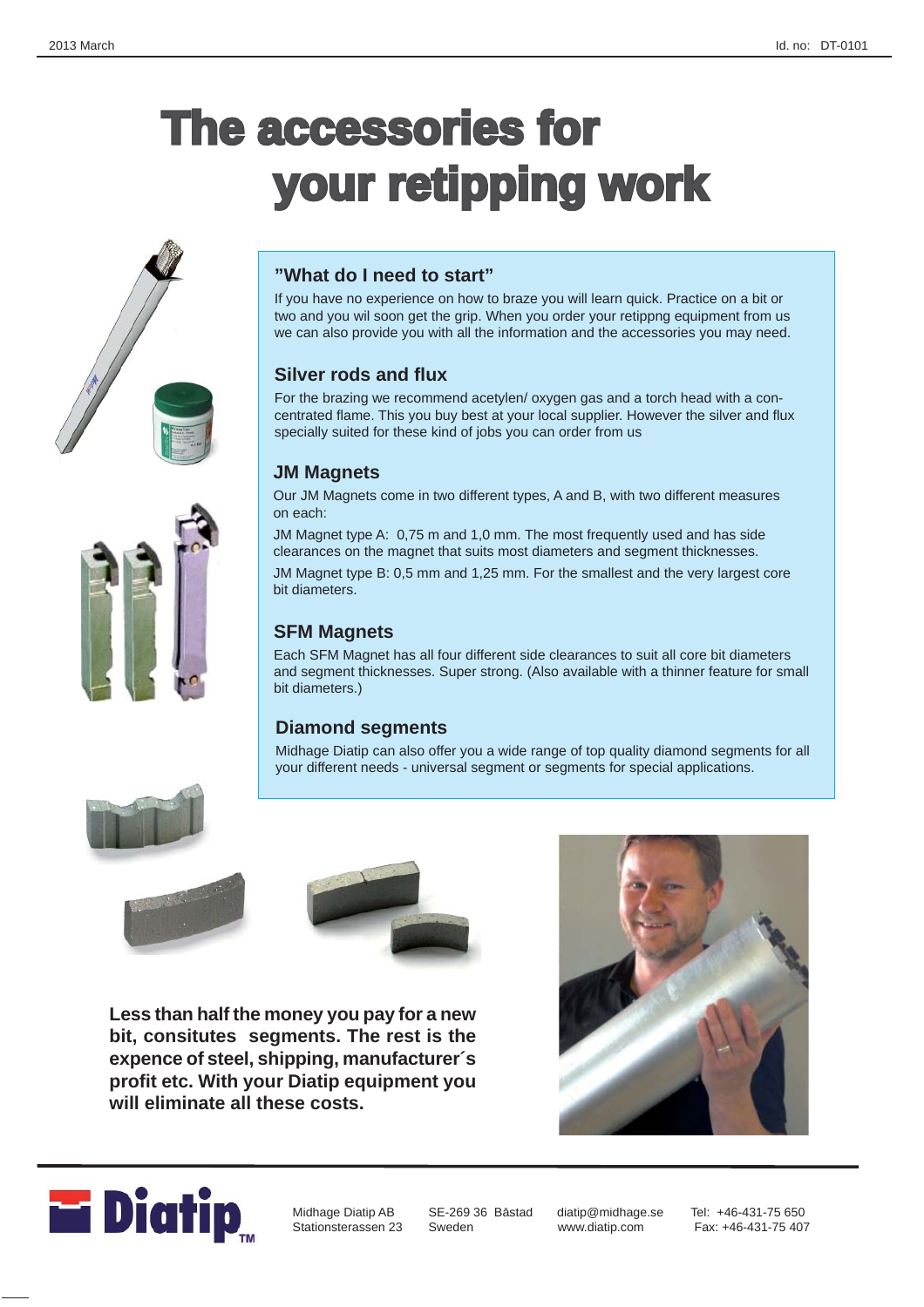# The accessories for your retipping work

## ”What do I need to start”

If you have no experience on how to braze you will learn quick. Practice on a bit or two and you wil soon get the grip. When you order your retippng equipment from us we can also provide you with all the information and the accessories you may need.

## Silver rods and flux

For the brazing we recommend acetylen/ oxygen gas and a torch head with a concentrated flame. This you buy best at your local supplier. However the silver and flux specially suited for these kind of jobs you can order from us

## JM Magnets

Our JM Magnets come in two different types, A and B, with two different measures on each:

JM Magnet type A: 0,75 m and 1,0 mm. The most frequently used and has side clearances on the magnet that suits most diameters and segment thicknesses.

JM Magnet type B: 0,5 mm and 1,25 mm. For the smallest and the very largest core bit diameters.

## SFM Magnets

Each SFM Magnet has all four different side clearances to suit all core bit diameters and segment thicknesses. Super strong. (Also available with a thinner feature for small bit diameters.)

## Diamond segments

Midhage Diatip can also offer you a wide range of top quality diamond segments for all your different needs - universal segment or segments for special applications.

**Less than half the money you pay for a new bit, consitutes segments. The rest is the expence of steel, shipping, manufacturer´s profit etc. With your Diatip equipment you will eliminate all these costs.**

Diatip™

Midhage Diatip AB
Stationsterassen 23

SE-269 36 Båstad
Sweden

diatip@midhage.se
www.diatip.com

Tel: +46-431-75 650
Fax: +46-431-75 407